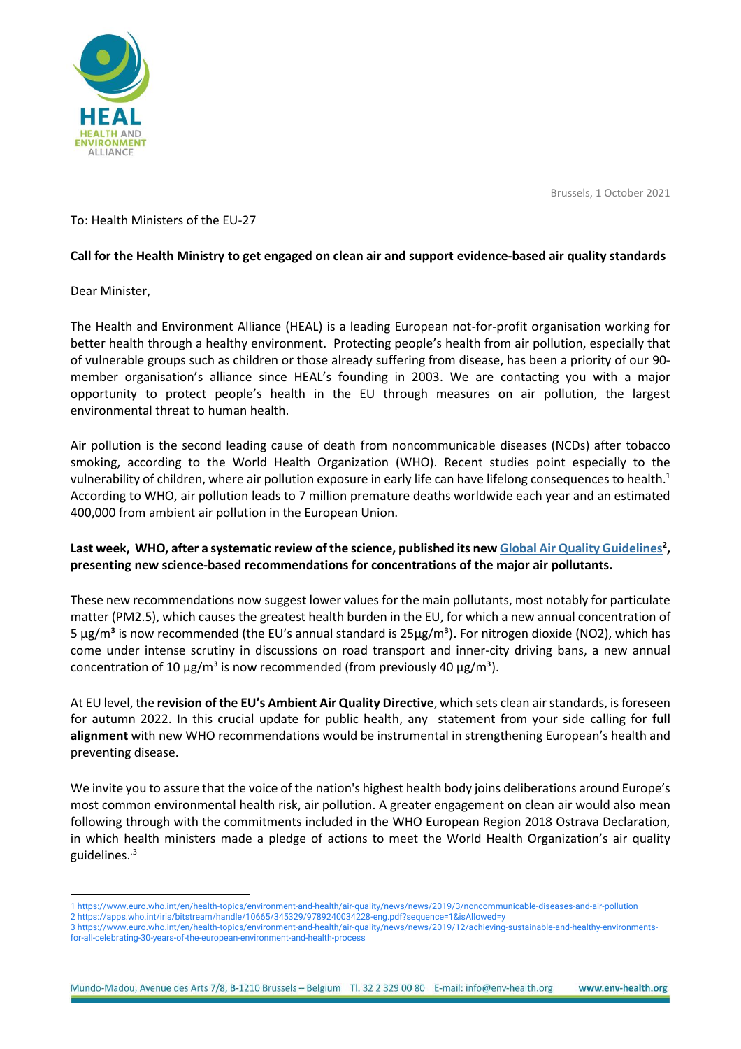Brussels, 1 October 2021

To: Health Ministers of the EU-27

**Call for the Health Ministry to get engaged on clean air and support evidence-based air quality standards**

Dear Minister,

The Health and Environment Alliance (HEAL) is a leading European not-for-profit organisation working for better health through a healthy environment. Protecting people's health from air pollution, especially that of vulnerable groups such as children or those already suffering from disease, has been a priority of our 90-member organisation's alliance since HEAL's founding in 2003. We are contacting you with a major opportunity to protect people's health in the EU through measures on air pollution, the largest environmental threat to human health.

Air pollution is the second leading cause of death from noncommunicable diseases (NCDs) after tobacco smoking, according to the World Health Organization (WHO). Recent studies point especially to the vulnerability of children, where air pollution exposure in early life can have lifelong consequences to health.[1] According to WHO, air pollution leads to 7 million premature deaths worldwide each year and an estimated 400,000 from ambient air pollution in the European Union.

**Last week, WHO, after a systematic review of the science, published its new Global Air Quality Guidelines[2], presenting new science-based recommendations for concentrations of the major air pollutants.**

These new recommendations now suggest lower values for the main pollutants, most notably for particulate matter (PM2.5), which causes the greatest health burden in the EU, for which a new annual concentration of 5 µg/m³ is now recommended (the EU's annual standard is 25µg/m³). For nitrogen dioxide (NO2), which has come under intense scrutiny in discussions on road transport and inner-city driving bans, a new annual concentration of 10 µg/m³ is now recommended (from previously 40 µg/m³).

At EU level, the **revision of the EU's Ambient Air Quality Directive**, which sets clean air standards, is foreseen for autumn 2022. In this crucial update for public health, any statement from your side calling for **full alignment** with new WHO recommendations would be instrumental in strengthening European's health and preventing disease.

We invite you to assure that the voice of the nation's highest health body joins deliberations around Europe's most common environmental health risk, air pollution. A greater engagement on clean air would also mean following through with the commitments included in the WHO European Region 2018 Ostrava Declaration, in which health ministers made a pledge of actions to meet the World Health Organization's air quality guidelines.[3]

---

1 https://www.euro.who.int/en/health-topics/environment-and-health/air-quality/news/news/2019/3/noncommunicable-diseases-and-air-pollution
2 https://apps.who.int/iris/bitstream/handle/10665/345329/9789240034228-eng.pdf?sequence=1&isAllowed=y
3 https://www.euro.who.int/en/health-topics/environment-and-health/air-quality/news/news/2019/12/achieving-sustainable-and-healthy-environments-for-all-celebrating-30-years-of-the-european-environment-and-health-process

Mundo-Madou, Avenue des Arts 7/8, B-1210 Brussels – Belgium Tl. 32 2 329 00 80 E-mail: info@env-health.org www.env-health.org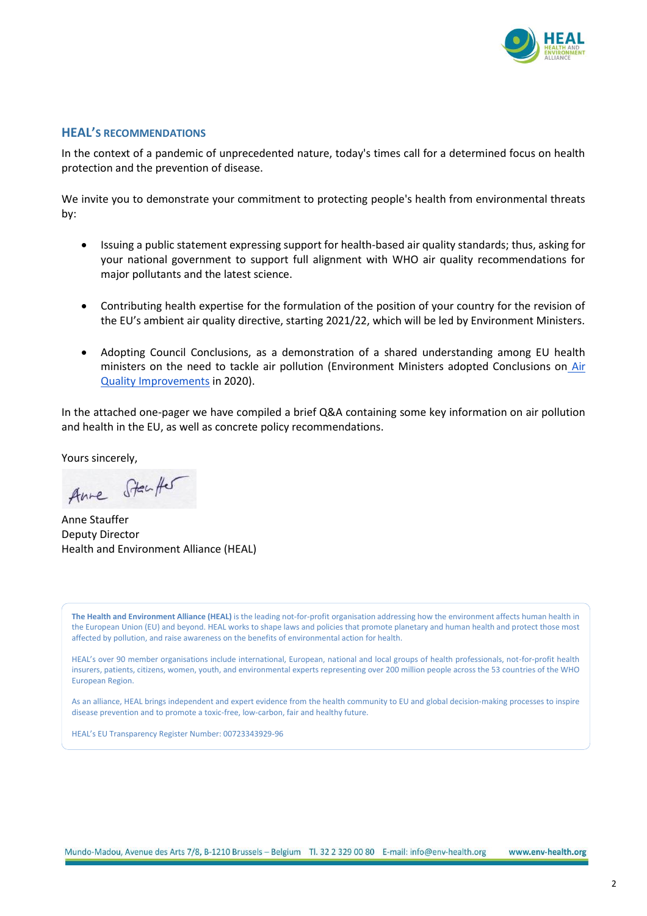## HEAL'S RECOMMENDATIONS

In the context of a pandemic of unprecedented nature, today's times call for a determined focus on health protection and the prevention of disease.

We invite you to demonstrate your commitment to protecting people's health from environmental threats by:

- Issuing a public statement expressing support for health-based air quality standards; thus, asking for your national government to support full alignment with WHO air quality recommendations for major pollutants and the latest science.
- Contributing health expertise for the formulation of the position of your country for the revision of the EU's ambient air quality directive, starting 2021/22, which will be led by Environment Ministers.
- Adopting Council Conclusions, as a demonstration of a shared understanding among EU health ministers on the need to tackle air pollution (Environment Ministers adopted Conclusions on Air Quality Improvements in 2020).

In the attached one-pager we have compiled a brief Q&A containing some key information on air pollution and health in the EU, as well as concrete policy recommendations.

Yours sincerely,

Anne Stauffer
Deputy Director
Health and Environment Alliance (HEAL)

**The Health and Environment Alliance (HEAL)** is the leading not-for-profit organisation addressing how the environment affects human health in the European Union (EU) and beyond. HEAL works to shape laws and policies that promote planetary and human health and protect those most affected by pollution, and raise awareness on the benefits of environmental action for health.

HEAL's over 90 member organisations include international, European, national and local groups of health professionals, not-for-profit health insurers, patients, citizens, women, youth, and environmental experts representing over 200 million people across the 53 countries of the WHO European Region.

As an alliance, HEAL brings independent and expert evidence from the health community to EU and global decision-making processes to inspire disease prevention and to promote a toxic-free, low-carbon, fair and healthy future.

HEAL's EU Transparency Register Number: 00723343929-96